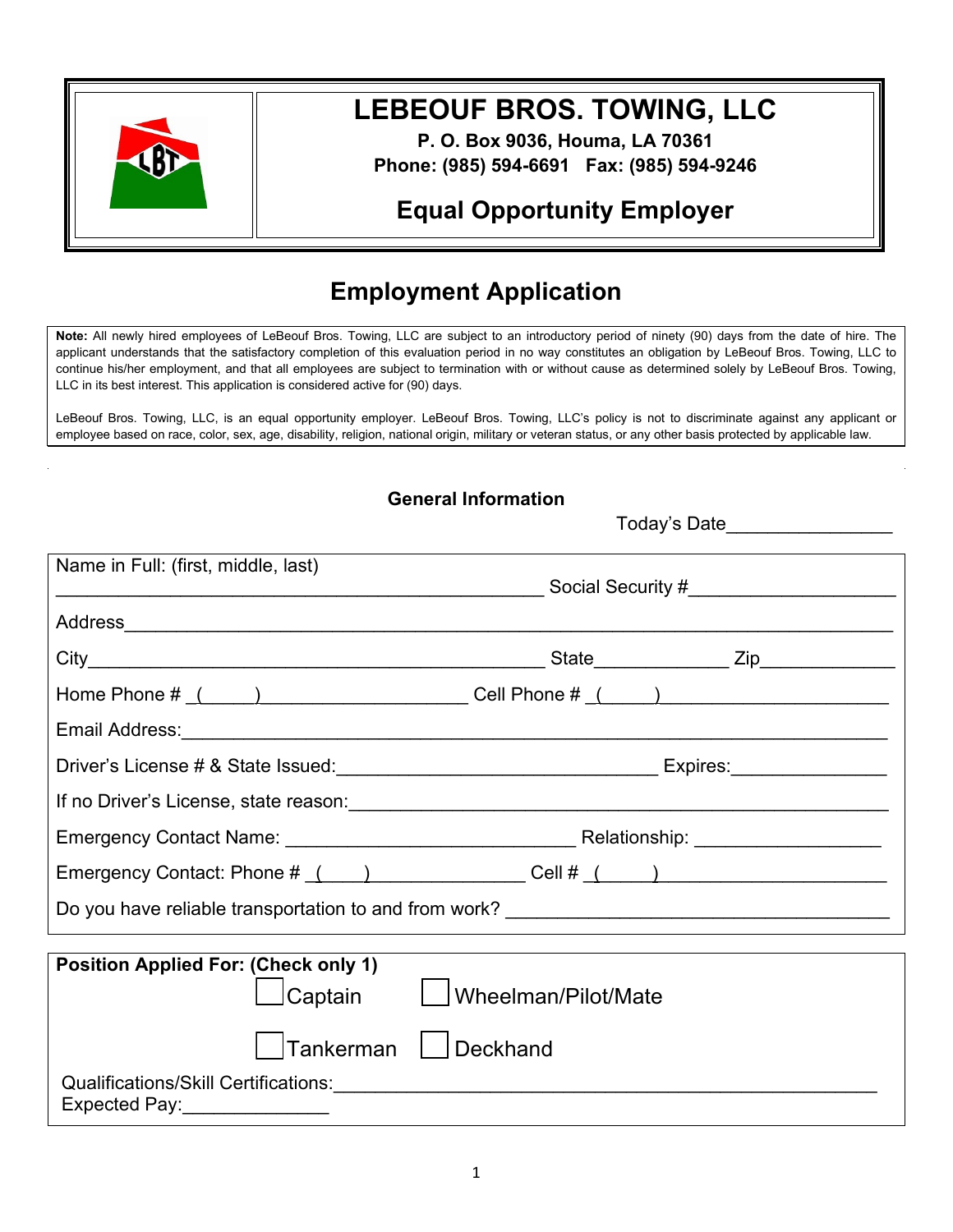# LEBEOUF BROS. TOWING, LLC

**P. O. Box 9036, Houma, LA 70361**
**Phone: (985) 594-6691 Fax: (985) 594-9246**

## Equal Opportunity Employer

# Employment Application

**Note:** All newly hired employees of LeBeouf Bros. Towing, LLC are subject to an introductory period of ninety (90) days from the date of hire. The applicant understands that the satisfactory completion of this evaluation period in no way constitutes an obligation by LeBeouf Bros. Towing, LLC to continue his/her employment, and that all employees are subject to termination with or without cause as determined solely by LeBeouf Bros. Towing, LLC in its best interest. This application is considered active for (90) days.

LeBeouf Bros. Towing, LLC, is an equal opportunity employer. LeBeouf Bros. Towing, LLC's policy is not to discriminate against any applicant or employee based on race, color, sex, age, disability, religion, national origin, military or veteran status, or any other basis protected by applicable law.

### General Information

Today's Date________________

Name in Full: (first, middle, last)
______________________________________________ Social Security #____________________

Address__________________________________________________________________

City____________________________________________ State_____________ Zip_____________

Home Phone # (_____)____________________ Cell Phone # (_____)______________________

Email Address:______________________________________________________________

Driver's License # & State Issued:_______________________________ Expires:_______________

If no Driver's License, state reason:_____________________________________________

Emergency Contact Name: ____________________________ Relationship: __________________

Emergency Contact: Phone # (____)_______________ Cell # (_____)______________________

Do you have reliable transportation to and from work? ____________________________________

**Position Applied For: (Check only 1)**

☐ Captain ☐ Wheelman/Pilot/Mate

☐ Tankerman ☐ Deckhand

Qualifications/Skill Certifications:______________________________________________
Expected Pay:______________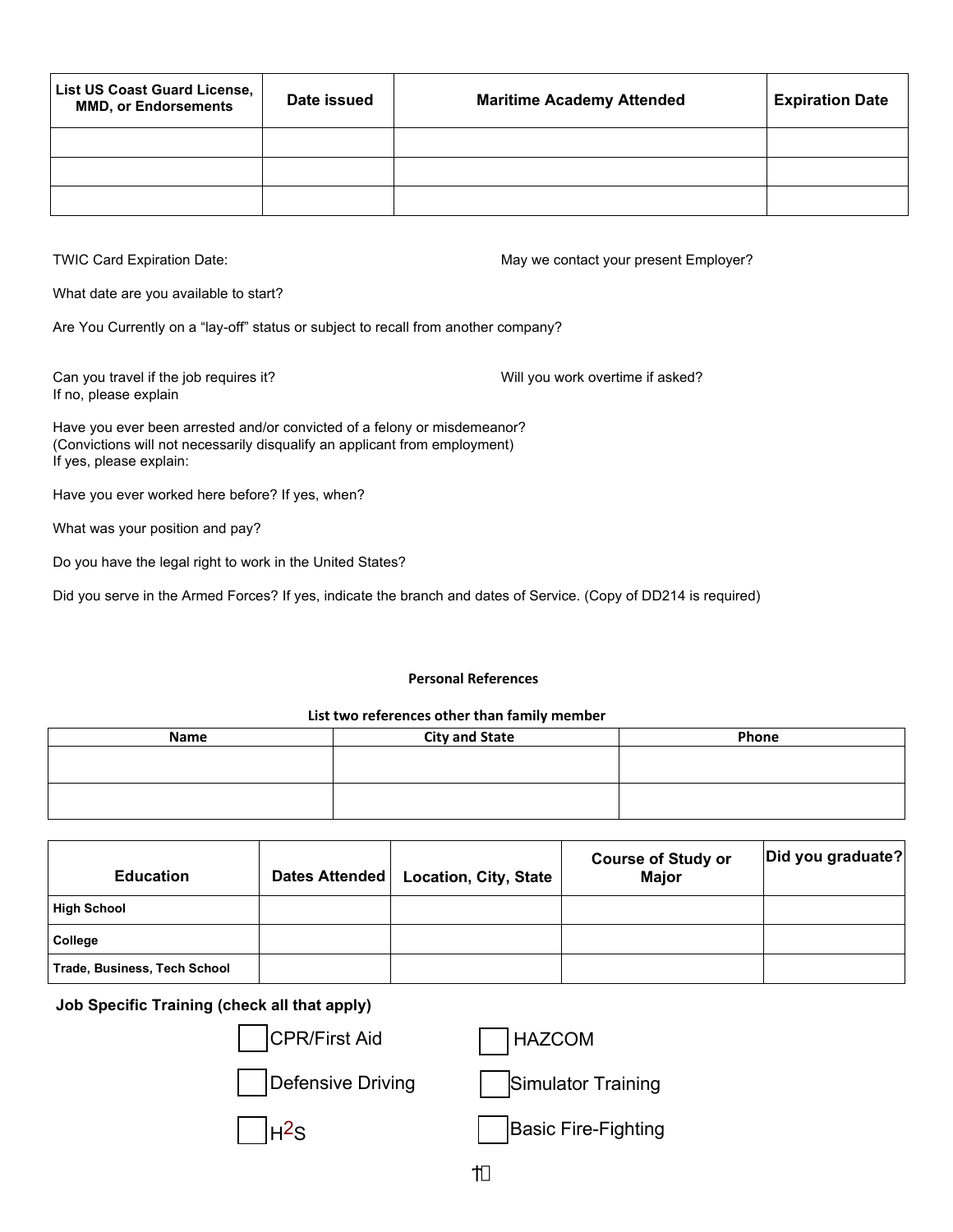| List US Coast Guard License, MMD, or Endorsements | Date issued | Maritime Academy Attended | Expiration Date |
|---|---|---|---|
| | | | |
| | | | |
| | | | |

TWIC Card Expiration Date:

May we contact your present Employer?

What date are you available to start?

Are You Currently on a “lay-off” status or subject to recall from another company?

Can you travel if the job requires it?
If no, please explain

Will you work overtime if asked?

Have you ever been arrested and/or convicted of a felony or misdemeanor?
(Convictions will not necessarily disqualify an applicant from employment)
If yes, please explain:

Have you ever worked here before? If yes, when?

What was your position and pay?

Do you have the legal right to work in the United States?

Did you serve in the Armed Forces? If yes, indicate the branch and dates of Service. (Copy of DD214 is required)

**Personal References**

**List two references other than family member**

| Name | City and State | Phone |
|---|---|---|
| | | |
| | | |

| Education | Dates Attended | Location, City, State | Course of Study or Major | Did you graduate? |
|---|---|---|---|---|
| **High School** | | | | |
| **College** | | | | |
| **Trade, Business, Tech School** | | | | |

**Job Specific Training (check all that apply)**

- ☐ CPR/First Aid
- ☐ HAZCOM
- ☐ Defensive Driving
- ☐ Simulator Training
- ☐ $H^2S$
- ☐ Basic Fire-Fighting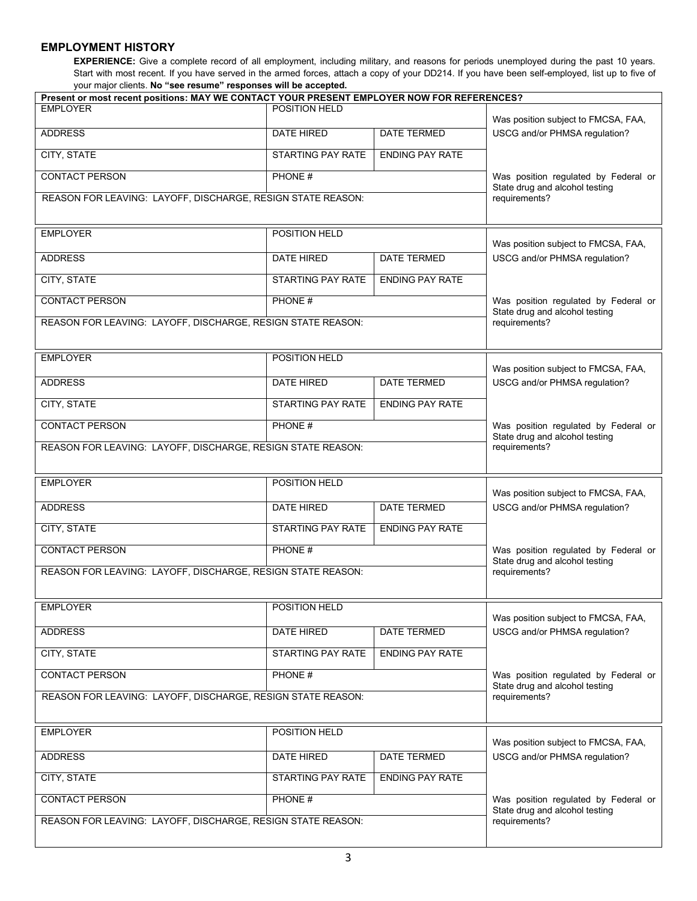## EMPLOYMENT HISTORY

**EXPERIENCE:** Give a complete record of all employment, including military, and reasons for periods unemployed during the past 10 years. Start with most recent. If you have served in the armed forces, attach a copy of your DD214. If you have been self-employed, list up to five of your major clients. **No "see resume" responses will be accepted.**

**Present or most recent positions: MAY WE CONTACT YOUR PRESENT EMPLOYER NOW FOR REFERENCES?**

| EMPLOYER | POSITION HELD | | Was position subject to FMCSA, FAA, USCG and/or PHMSA regulation? |
|---|---|---|---|
| ADDRESS | DATE HIRED | DATE TERMED | |
| CITY, STATE | STARTING PAY RATE | ENDING PAY RATE | |
| CONTACT PERSON | PHONE # | | Was position regulated by Federal or State drug and alcohol testing requirements? |
| REASON FOR LEAVING: LAYOFF, DISCHARGE, RESIGN STATE REASON: | | | |

| EMPLOYER | POSITION HELD | | Was position subject to FMCSA, FAA, USCG and/or PHMSA regulation? |
|---|---|---|---|
| ADDRESS | DATE HIRED | DATE TERMED | |
| CITY, STATE | STARTING PAY RATE | ENDING PAY RATE | |
| CONTACT PERSON | PHONE # | | Was position regulated by Federal or State drug and alcohol testing requirements? |
| REASON FOR LEAVING: LAYOFF, DISCHARGE, RESIGN STATE REASON: | | | |

| EMPLOYER | POSITION HELD | | Was position subject to FMCSA, FAA, USCG and/or PHMSA regulation? |
|---|---|---|---|
| ADDRESS | DATE HIRED | DATE TERMED | |
| CITY, STATE | STARTING PAY RATE | ENDING PAY RATE | |
| CONTACT PERSON | PHONE # | | Was position regulated by Federal or State drug and alcohol testing requirements? |
| REASON FOR LEAVING: LAYOFF, DISCHARGE, RESIGN STATE REASON: | | | |

| EMPLOYER | POSITION HELD | | Was position subject to FMCSA, FAA, USCG and/or PHMSA regulation? |
|---|---|---|---|
| ADDRESS | DATE HIRED | DATE TERMED | |
| CITY, STATE | STARTING PAY RATE | ENDING PAY RATE | |
| CONTACT PERSON | PHONE # | | Was position regulated by Federal or State drug and alcohol testing requirements? |
| REASON FOR LEAVING: LAYOFF, DISCHARGE, RESIGN STATE REASON: | | | |

| EMPLOYER | POSITION HELD | | Was position subject to FMCSA, FAA, USCG and/or PHMSA regulation? |
|---|---|---|---|
| ADDRESS | DATE HIRED | DATE TERMED | |
| CITY, STATE | STARTING PAY RATE | ENDING PAY RATE | |
| CONTACT PERSON | PHONE # | | Was position regulated by Federal or State drug and alcohol testing requirements? |
| REASON FOR LEAVING: LAYOFF, DISCHARGE, RESIGN STATE REASON: | | | |

| EMPLOYER | POSITION HELD | | Was position subject to FMCSA, FAA, USCG and/or PHMSA regulation? |
|---|---|---|---|
| ADDRESS | DATE HIRED | DATE TERMED | |
| CITY, STATE | STARTING PAY RATE | ENDING PAY RATE | |
| CONTACT PERSON | PHONE # | | Was position regulated by Federal or State drug and alcohol testing requirements? |
| REASON FOR LEAVING: LAYOFF, DISCHARGE, RESIGN STATE REASON: | | | |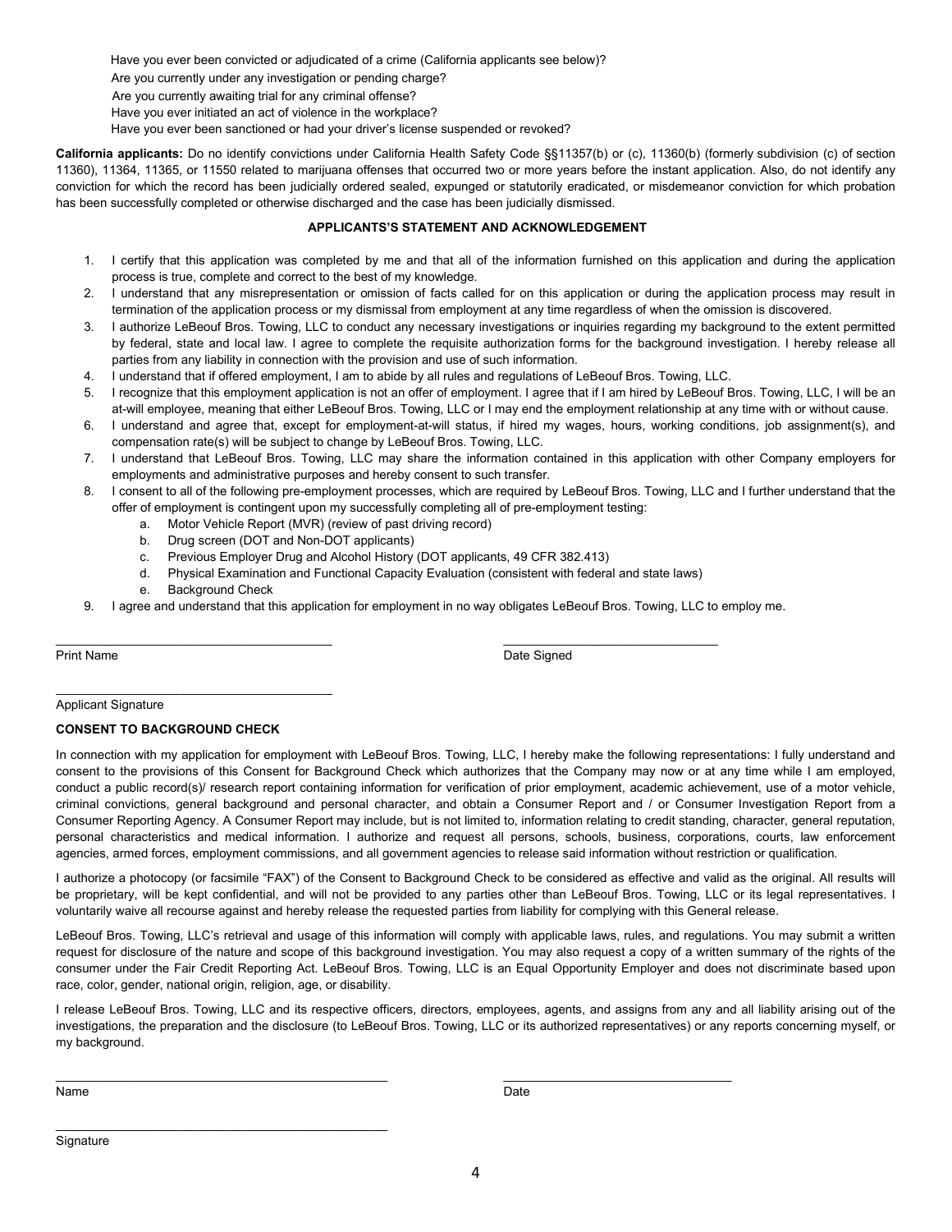Have you ever been convicted or adjudicated of a crime (California applicants see below)?

Are you currently under any investigation or pending charge?

Are you currently awaiting trial for any criminal offense?

Have you ever initiated an act of violence in the workplace?

Have you ever been sanctioned or had your driver's license suspended or revoked?

**California applicants:** Do no identify convictions under California Health Safety Code §§11357(b) or (c), 11360(b) (formerly subdivision (c) of section 11360), 11364, 11365, or 11550 related to marijuana offenses that occurred two or more years before the instant application. Also, do not identify any conviction for which the record has been judicially ordered sealed, expunged or statutorily eradicated, or misdemeanor conviction for which probation has been successfully completed or otherwise discharged and the case has been judicially dismissed.

**APPLICANTS'S STATEMENT AND ACKNOWLEDGEMENT**

1. I certify that this application was completed by me and that all of the information furnished on this application and during the application process is true, complete and correct to the best of my knowledge.
2. I understand that any misrepresentation or omission of facts called for on this application or during the application process may result in termination of the application process or my dismissal from employment at any time regardless of when the omission is discovered.
3. I authorize LeBeouf Bros. Towing, LLC to conduct any necessary investigations or inquiries regarding my background to the extent permitted by federal, state and local law. I agree to complete the requisite authorization forms for the background investigation. I hereby release all parties from any liability in connection with the provision and use of such information.
4. I understand that if offered employment, I am to abide by all rules and regulations of LeBeouf Bros. Towing, LLC.
5. I recognize that this employment application is not an offer of employment. I agree that if I am hired by LeBeouf Bros. Towing, LLC, I will be an at-will employee, meaning that either LeBeouf Bros. Towing, LLC or I may end the employment relationship at any time with or without cause.
6. I understand and agree that, except for employment-at-will status, if hired my wages, hours, working conditions, job assignment(s), and compensation rate(s) will be subject to change by LeBeouf Bros. Towing, LLC.
7. I understand that LeBeouf Bros. Towing, LLC may share the information contained in this application with other Company employers for employments and administrative purposes and hereby consent to such transfer.
8. I consent to all of the following pre-employment processes, which are required by LeBeouf Bros. Towing, LLC and I further understand that the offer of employment is contingent upon my successfully completing all of pre-employment testing:
   a. Motor Vehicle Report (MVR) (review of past driving record)
   b. Drug screen (DOT and Non-DOT applicants)
   c. Previous Employer Drug and Alcohol History (DOT applicants, 49 CFR 382.413)
   d. Physical Examination and Functional Capacity Evaluation (consistent with federal and state laws)
   e. Background Check
9. I agree and understand that this application for employment in no way obligates LeBeouf Bros. Towing, LLC to employ me.

\_\_\_\_\_\_\_\_\_\_\_\_\_\_\_\_\_\_\_\_\_\_\_\_\_\_\_\_\_\_\_\_ Print Name

\_\_\_\_\_\_\_\_\_\_\_\_\_\_\_\_\_\_\_\_\_\_\_\_\_\_\_\_\_\_\_\_ Date Signed

\_\_\_\_\_\_\_\_\_\_\_\_\_\_\_\_\_\_\_\_\_\_\_\_\_\_\_\_\_\_\_\_ Applicant Signature

**CONSENT TO BACKGROUND CHECK**

In connection with my application for employment with LeBeouf Bros. Towing, LLC, I hereby make the following representations: I fully understand and consent to the provisions of this Consent for Background Check which authorizes that the Company may now or at any time while I am employed, conduct a public record(s)/ research report containing information for verification of prior employment, academic achievement, use of a motor vehicle, criminal convictions, general background and personal character, and obtain a Consumer Report and / or Consumer Investigation Report from a Consumer Reporting Agency. A Consumer Report may include, but is not limited to, information relating to credit standing, character, general reputation, personal characteristics and medical information. I authorize and request all persons, schools, business, corporations, courts, law enforcement agencies, armed forces, employment commissions, and all government agencies to release said information without restriction or qualification.

I authorize a photocopy (or facsimile "FAX") of the Consent to Background Check to be considered as effective and valid as the original. All results will be proprietary, will be kept confidential, and will not be provided to any parties other than LeBeouf Bros. Towing, LLC or its legal representatives. I voluntarily waive all recourse against and hereby release the requested parties from liability for complying with this General release.

LeBeouf Bros. Towing, LLC's retrieval and usage of this information will comply with applicable laws, rules, and regulations. You may submit a written request for disclosure of the nature and scope of this background investigation. You may also request a copy of a written summary of the rights of the consumer under the Fair Credit Reporting Act. LeBeouf Bros. Towing, LLC is an Equal Opportunity Employer and does not discriminate based upon race, color, gender, national origin, religion, age, or disability.

I release LeBeouf Bros. Towing, LLC and its respective officers, directors, employees, agents, and assigns from any and all liability arising out of the investigations, the preparation and the disclosure (to LeBeouf Bros. Towing, LLC or its authorized representatives) or any reports concerning myself, or my background.

\_\_\_\_\_\_\_\_\_\_\_\_\_\_\_\_\_\_\_\_\_\_\_\_\_\_\_\_\_\_\_\_ Name

\_\_\_\_\_\_\_\_\_\_\_\_\_\_\_\_\_\_\_\_\_\_\_\_\_\_\_\_\_\_\_\_ Date

\_\_\_\_\_\_\_\_\_\_\_\_\_\_\_\_\_\_\_\_\_\_\_\_\_\_\_\_\_\_\_\_ Signature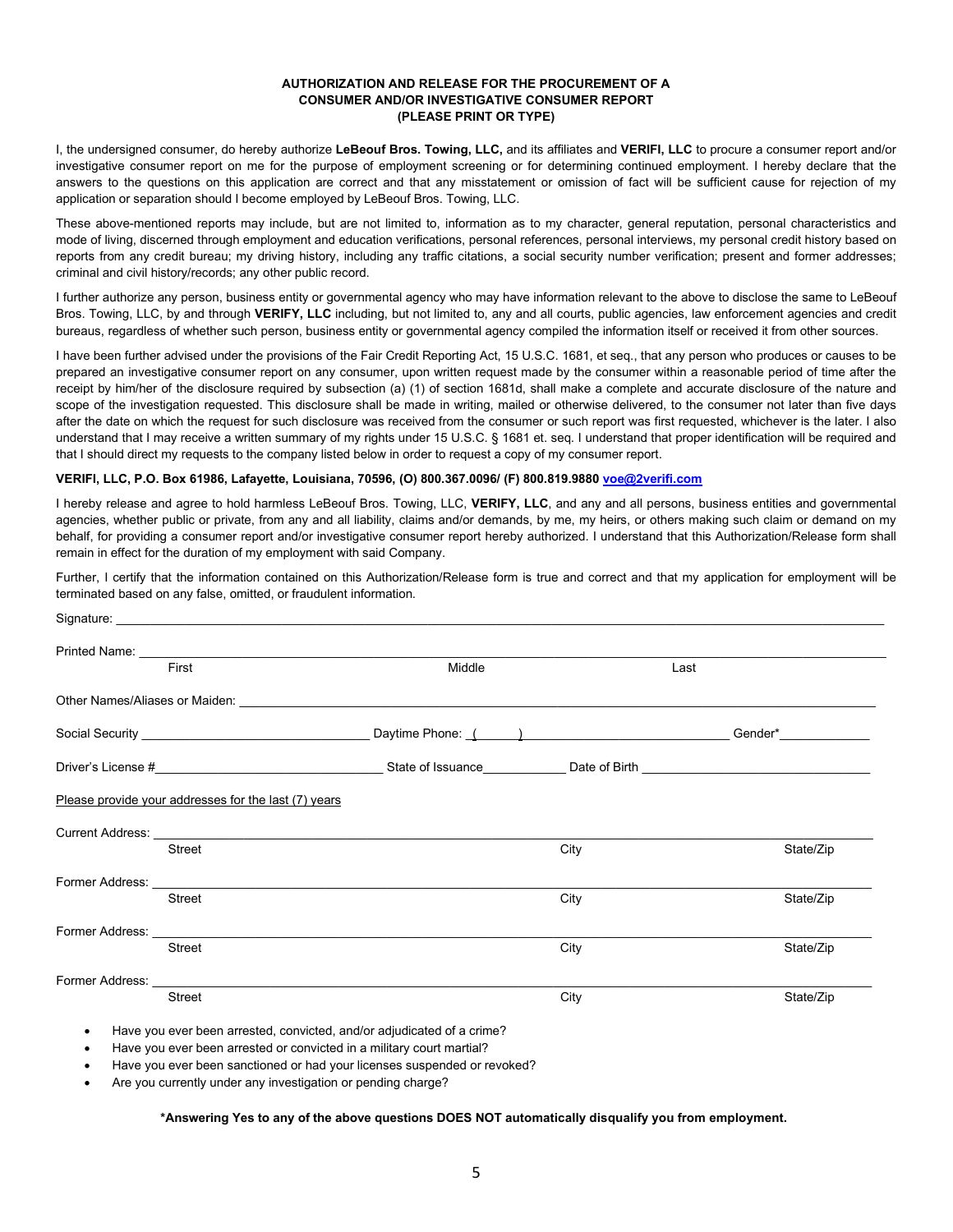**AUTHORIZATION AND RELEASE FOR THE PROCUREMENT OF A CONSUMER AND/OR INVESTIGATIVE CONSUMER REPORT (PLEASE PRINT OR TYPE)**

I, the undersigned consumer, do hereby authorize **LeBeouf Bros. Towing, LLC,** and its affiliates and **VERIFI, LLC** to procure a consumer report and/or investigative consumer report on me for the purpose of employment screening or for determining continued employment. I hereby declare that the answers to the questions on this application are correct and that any misstatement or omission of fact will be sufficient cause for rejection of my application or separation should I become employed by LeBeouf Bros. Towing, LLC.

These above-mentioned reports may include, but are not limited to, information as to my character, general reputation, personal characteristics and mode of living, discerned through employment and education verifications, personal references, personal interviews, my personal credit history based on reports from any credit bureau; my driving history, including any traffic citations, a social security number verification; present and former addresses; criminal and civil history/records; any other public record.

I further authorize any person, business entity or governmental agency who may have information relevant to the above to disclose the same to LeBeouf Bros. Towing, LLC, by and through **VERIFY, LLC** including, but not limited to, any and all courts, public agencies, law enforcement agencies and credit bureaus, regardless of whether such person, business entity or governmental agency compiled the information itself or received it from other sources.

I have been further advised under the provisions of the Fair Credit Reporting Act, 15 U.S.C. 1681, et seq., that any person who produces or causes to be prepared an investigative consumer report on any consumer, upon written request made by the consumer within a reasonable period of time after the receipt by him/her of the disclosure required by subsection (a) (1) of section 1681d, shall make a complete and accurate disclosure of the nature and scope of the investigation requested. This disclosure shall be made in writing, mailed or otherwise delivered, to the consumer not later than five days after the date on which the request for such disclosure was received from the consumer or such report was first requested, whichever is the later. I also understand that I may receive a written summary of my rights under 15 U.S.C. § 1681 et. seq. I understand that proper identification will be required and that I should direct my requests to the company listed below in order to request a copy of my consumer report.

**VERIFI, LLC, P.O. Box 61986, Lafayette, Louisiana, 70596, (O) 800.367.0096/ (F) 800.819.9880 voe@2verifi.com**

I hereby release and agree to hold harmless LeBeouf Bros. Towing, LLC, **VERIFY, LLC**, and any and all persons, business entities and governmental agencies, whether public or private, from any and all liability, claims and/or demands, by me, my heirs, or others making such claim or demand on my behalf, for providing a consumer report and/or investigative consumer report hereby authorized. I understand that this Authorization/Release form shall remain in effect for the duration of my employment with said Company.

Further, I certify that the information contained on this Authorization/Release form is true and correct and that my application for employment will be terminated based on any false, omitted, or fraudulent information.

Signature: ______________________________________________

Printed Name: ______________________________________________
First Middle Last

Other Names/Aliases or Maiden: ______________________________________________

Social Security ____________________ Daytime Phone: (      ) ____________________ Gender* __________

Driver's License # ____________________ State of Issuance __________ Date of Birth ____________________

Please provide your addresses for the last (7) years

Current Address: ______________________________________________
Street City State/Zip

Former Address: ______________________________________________
Street City State/Zip

Former Address: ______________________________________________
Street City State/Zip

Former Address: ______________________________________________
Street City State/Zip

- Have you ever been arrested, convicted, and/or adjudicated of a crime?
- Have you ever been arrested or convicted in a military court martial?
- Have you ever been sanctioned or had your licenses suspended or revoked?
- Are you currently under any investigation or pending charge?

**\*Answering Yes to any of the above questions DOES NOT automatically disqualify you from employment.**